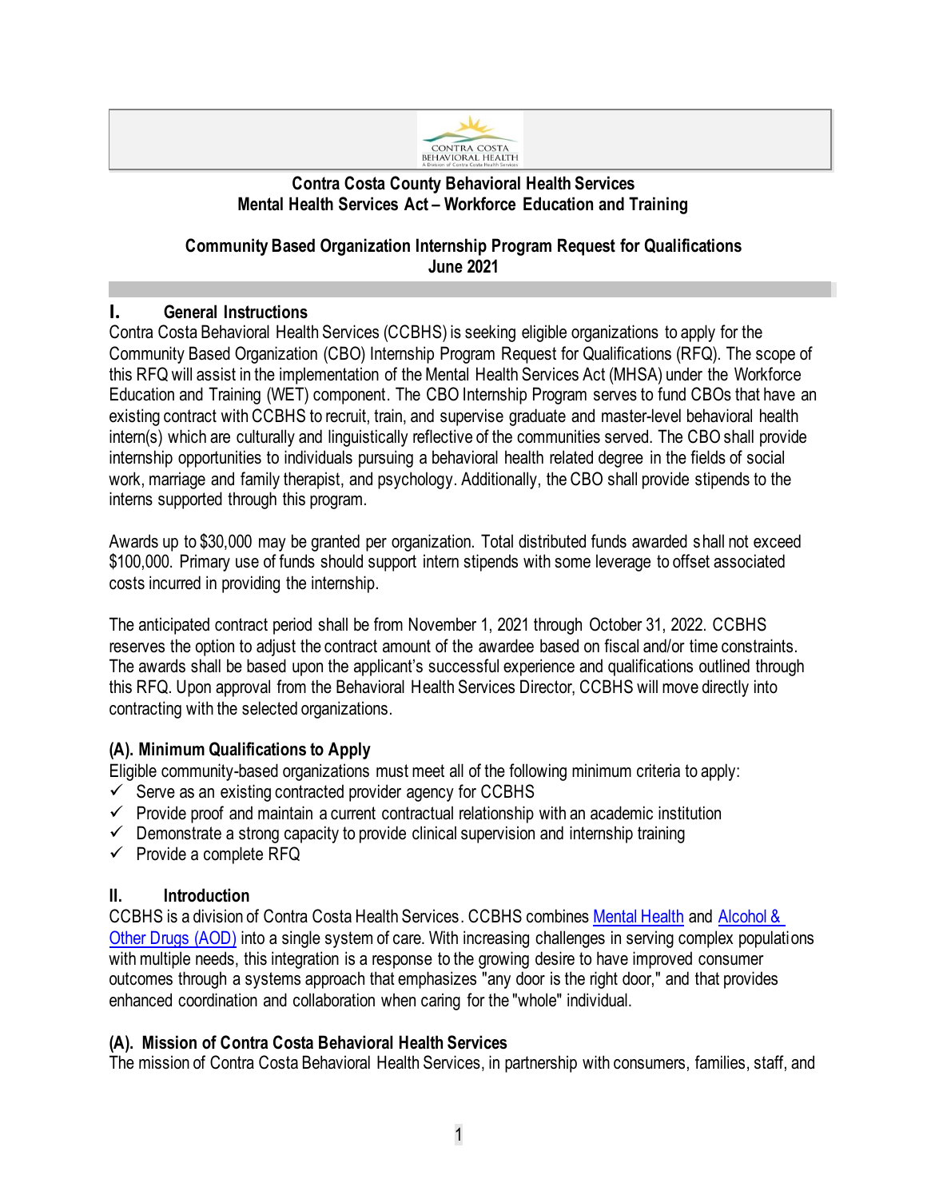**Contra Costa County Behavioral Health Services**
**Mental Health Services Act – Workforce Education and Training**

**Community Based Organization Internship Program Request for Qualifications**
**June 2021**

## I. General Instructions

Contra Costa Behavioral Health Services (CCBHS) is seeking eligible organizations to apply for the Community Based Organization (CBO) Internship Program Request for Qualifications (RFQ). The scope of this RFQ will assist in the implementation of the Mental Health Services Act (MHSA) under the Workforce Education and Training (WET) component. The CBO Internship Program serves to fund CBOs that have an existing contract with CCBHS to recruit, train, and supervise graduate and master-level behavioral health intern(s) which are culturally and linguistically reflective of the communities served. The CBO shall provide internship opportunities to individuals pursuing a behavioral health related degree in the fields of social work, marriage and family therapist, and psychology. Additionally, the CBO shall provide stipends to the interns supported through this program.

Awards up to $30,000 may be granted per organization. Total distributed funds awarded shall not exceed $100,000. Primary use of funds should support intern stipends with some leverage to offset associated costs incurred in providing the internship.

The anticipated contract period shall be from November 1, 2021 through October 31, 2022. CCBHS reserves the option to adjust the contract amount of the awardee based on fiscal and/or time constraints. The awards shall be based upon the applicant's successful experience and qualifications outlined through this RFQ. Upon approval from the Behavioral Health Services Director, CCBHS will move directly into contracting with the selected organizations.

### (A). Minimum Qualifications to Apply

Eligible community-based organizations must meet all of the following minimum criteria to apply:

- ✓ Serve as an existing contracted provider agency for CCBHS
- ✓ Provide proof and maintain a current contractual relationship with an academic institution
- ✓ Demonstrate a strong capacity to provide clinical supervision and internship training
- ✓ Provide a complete RFQ

## II. Introduction

CCBHS is a division of Contra Costa Health Services. CCBHS combines Mental Health and Alcohol & Other Drugs (AOD) into a single system of care. With increasing challenges in serving complex populations with multiple needs, this integration is a response to the growing desire to have improved consumer outcomes through a systems approach that emphasizes "any door is the right door," and that provides enhanced coordination and collaboration when caring for the "whole" individual.

### (A). Mission of Contra Costa Behavioral Health Services

The mission of Contra Costa Behavioral Health Services, in partnership with consumers, families, staff, and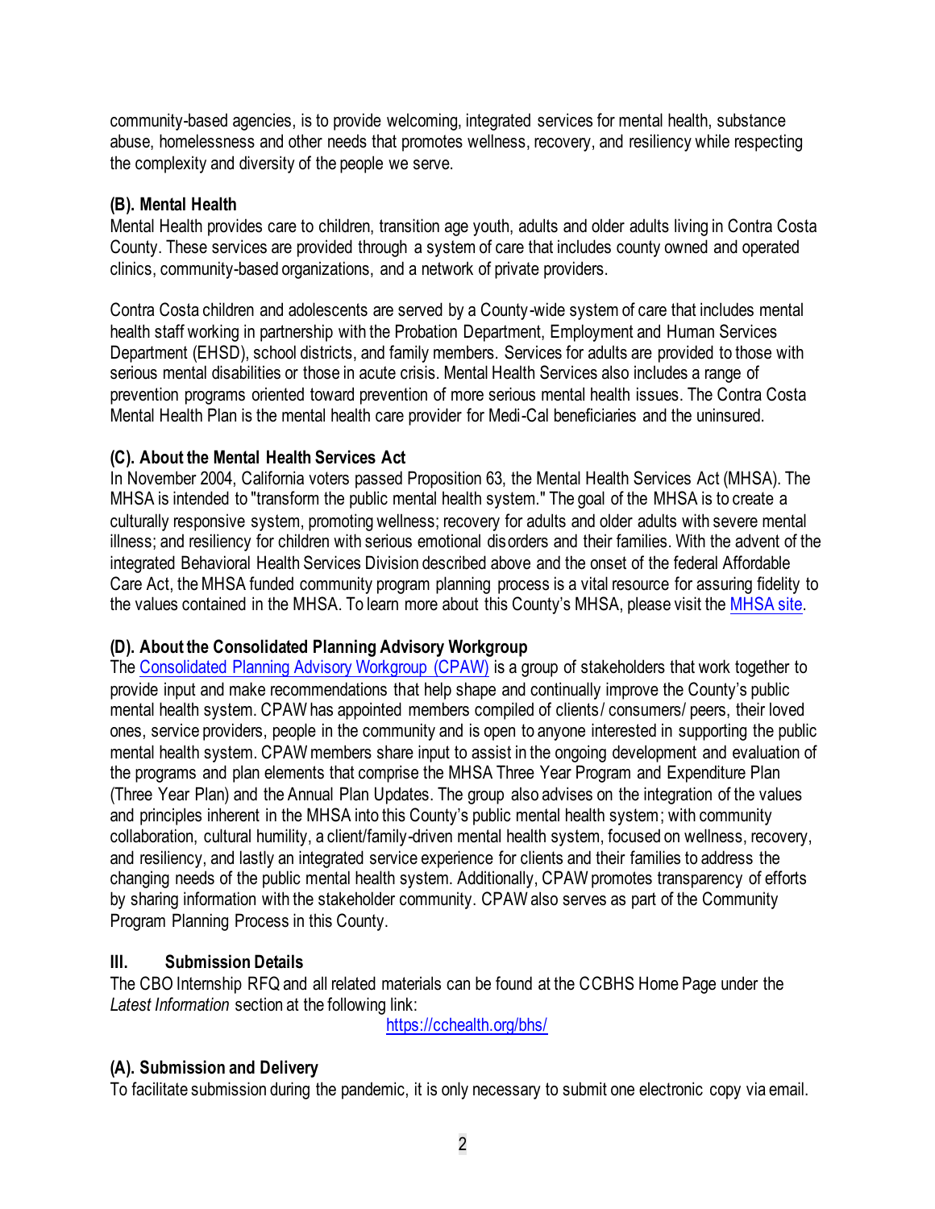community-based agencies, is to provide welcoming, integrated services for mental health, substance abuse, homelessness and other needs that promotes wellness, recovery, and resiliency while respecting the complexity and diversity of the people we serve.

### (B). Mental Health

Mental Health provides care to children, transition age youth, adults and older adults living in Contra Costa County. These services are provided through a system of care that includes county owned and operated clinics, community-based organizations, and a network of private providers.

Contra Costa children and adolescents are served by a County-wide system of care that includes mental health staff working in partnership with the Probation Department, Employment and Human Services Department (EHSD), school districts, and family members. Services for adults are provided to those with serious mental disabilities or those in acute crisis. Mental Health Services also includes a range of prevention programs oriented toward prevention of more serious mental health issues. The Contra Costa Mental Health Plan is the mental health care provider for Medi-Cal beneficiaries and the uninsured.

### (C). About the Mental Health Services Act

In November 2004, California voters passed Proposition 63, the Mental Health Services Act (MHSA). The MHSA is intended to "transform the public mental health system." The goal of the MHSA is to create a culturally responsive system, promoting wellness; recovery for adults and older adults with severe mental illness; and resiliency for children with serious emotional disorders and their families. With the advent of the integrated Behavioral Health Services Division described above and the onset of the federal Affordable Care Act, the MHSA funded community program planning process is a vital resource for assuring fidelity to the values contained in the MHSA. To learn more about this County's MHSA, please visit the MHSA site.

### (D). About the Consolidated Planning Advisory Workgroup

The Consolidated Planning Advisory Workgroup (CPAW) is a group of stakeholders that work together to provide input and make recommendations that help shape and continually improve the County's public mental health system. CPAW has appointed members compiled of clients/ consumers/ peers, their loved ones, service providers, people in the community and is open to anyone interested in supporting the public mental health system. CPAW members share input to assist in the ongoing development and evaluation of the programs and plan elements that comprise the MHSA Three Year Program and Expenditure Plan (Three Year Plan) and the Annual Plan Updates. The group also advises on the integration of the values and principles inherent in the MHSA into this County's public mental health system; with community collaboration, cultural humility, a client/family-driven mental health system, focused on wellness, recovery, and resiliency, and lastly an integrated service experience for clients and their families to address the changing needs of the public mental health system. Additionally, CPAW promotes transparency of efforts by sharing information with the stakeholder community. CPAW also serves as part of the Community Program Planning Process in this County.

## III. Submission Details

The CBO Internship RFQ and all related materials can be found at the CCBHS Home Page under the *Latest Information* section at the following link:

https://cchealth.org/bhs/

### (A). Submission and Delivery

To facilitate submission during the pandemic, it is only necessary to submit one electronic copy via email.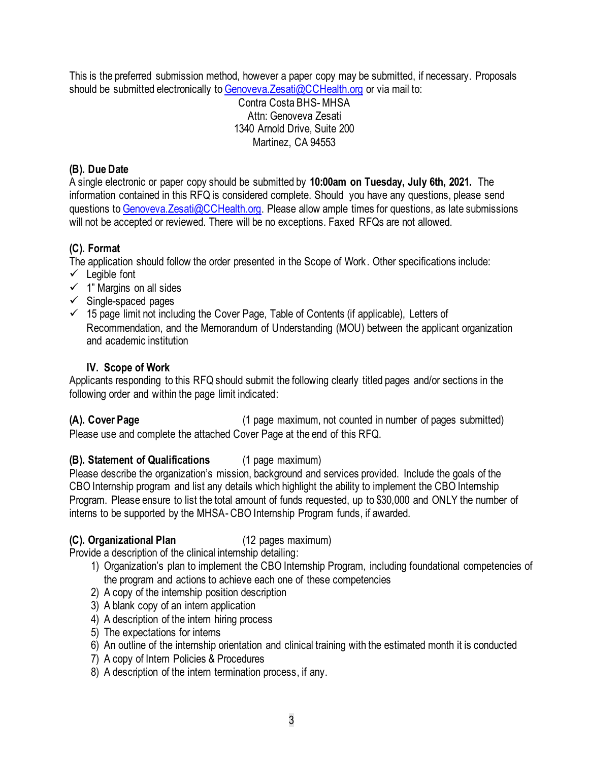This is the preferred submission method, however a paper copy may be submitted, if necessary. Proposals should be submitted electronically to Genoveva.Zesati@CCHealth.org or via mail to:

Contra Costa BHS- MHSA
Attn: Genoveva Zesati
1340 Arnold Drive, Suite 200
Martinez, CA 94553

**(B). Due Date**

A single electronic or paper copy should be submitted by **10:00am on Tuesday, July 6th, 2021.** The information contained in this RFQ is considered complete. Should you have any questions, please send questions to Genoveva.Zesati@CCHealth.org. Please allow ample times for questions, as late submissions will not be accepted or reviewed. There will be no exceptions. Faxed RFQs are not allowed.

**(C). Format**

The application should follow the order presented in the Scope of Work. Other specifications include:

- ✓ Legible font
- ✓ 1" Margins on all sides
- ✓ Single-spaced pages
- ✓ 15 page limit not including the Cover Page, Table of Contents (if applicable), Letters of Recommendation, and the Memorandum of Understanding (MOU) between the applicant organization and academic institution

## IV. Scope of Work

Applicants responding to this RFQ should submit the following clearly titled pages and/or sections in the following order and within the page limit indicated:

**(A). Cover Page** (1 page maximum, not counted in number of pages submitted)

Please use and complete the attached Cover Page at the end of this RFQ.

**(B). Statement of Qualifications** (1 page maximum)

Please describe the organization's mission, background and services provided. Include the goals of the CBO Internship program and list any details which highlight the ability to implement the CBO Internship Program. Please ensure to list the total amount of funds requested, up to $30,000 and ONLY the number of interns to be supported by the MHSA- CBO Internship Program funds, if awarded.

**(C). Organizational Plan** (12 pages maximum)

Provide a description of the clinical internship detailing:

1) Organization's plan to implement the CBO Internship Program, including foundational competencies of the program and actions to achieve each one of these competencies
2) A copy of the internship position description
3) A blank copy of an intern application
4) A description of the intern hiring process
5) The expectations for interns
6) An outline of the internship orientation and clinical training with the estimated month it is conducted
7) A copy of Intern Policies & Procedures
8) A description of the intern termination process, if any.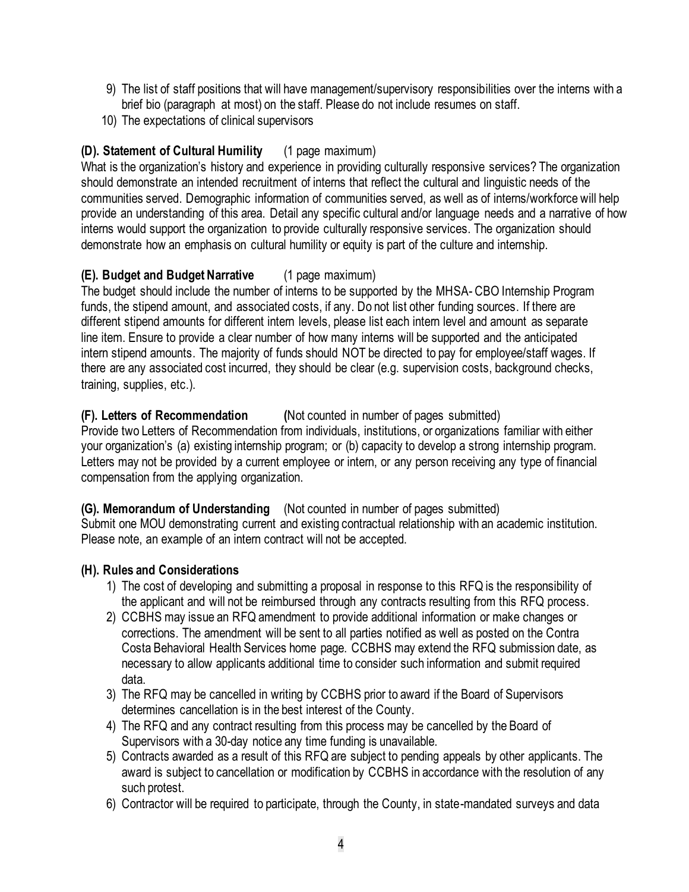9) The list of staff positions that will have management/supervisory responsibilities over the interns with a brief bio (paragraph at most) on the staff. Please do not include resumes on staff.
10) The expectations of clinical supervisors

**(D). Statement of Cultural Humility** (1 page maximum)

What is the organization's history and experience in providing culturally responsive services? The organization should demonstrate an intended recruitment of interns that reflect the cultural and linguistic needs of the communities served. Demographic information of communities served, as well as of interns/workforce will help provide an understanding of this area. Detail any specific cultural and/or language needs and a narrative of how interns would support the organization to provide culturally responsive services. The organization should demonstrate how an emphasis on cultural humility or equity is part of the culture and internship.

**(E). Budget and Budget Narrative** (1 page maximum)

The budget should include the number of interns to be supported by the MHSA- CBO Internship Program funds, the stipend amount, and associated costs, if any. Do not list other funding sources. If there are different stipend amounts for different intern levels, please list each intern level and amount as separate line item. Ensure to provide a clear number of how many interns will be supported and the anticipated intern stipend amounts. The majority of funds should NOT be directed to pay for employee/staff wages. If there are any associated cost incurred, they should be clear (e.g. supervision costs, background checks, training, supplies, etc.).

**(F). Letters of Recommendation** (Not counted in number of pages submitted)

Provide two Letters of Recommendation from individuals, institutions, or organizations familiar with either your organization's (a) existing internship program; or (b) capacity to develop a strong internship program. Letters may not be provided by a current employee or intern, or any person receiving any type of financial compensation from the applying organization.

**(G). Memorandum of Understanding** (Not counted in number of pages submitted)

Submit one MOU demonstrating current and existing contractual relationship with an academic institution. Please note, an example of an intern contract will not be accepted.

**(H). Rules and Considerations**

1) The cost of developing and submitting a proposal in response to this RFQ is the responsibility of the applicant and will not be reimbursed through any contracts resulting from this RFQ process.
2) CCBHS may issue an RFQ amendment to provide additional information or make changes or corrections. The amendment will be sent to all parties notified as well as posted on the Contra Costa Behavioral Health Services home page. CCBHS may extend the RFQ submission date, as necessary to allow applicants additional time to consider such information and submit required data.
3) The RFQ may be cancelled in writing by CCBHS prior to award if the Board of Supervisors determines cancellation is in the best interest of the County.
4) The RFQ and any contract resulting from this process may be cancelled by the Board of Supervisors with a 30-day notice any time funding is unavailable.
5) Contracts awarded as a result of this RFQ are subject to pending appeals by other applicants. The award is subject to cancellation or modification by CCBHS in accordance with the resolution of any such protest.
6) Contractor will be required to participate, through the County, in state-mandated surveys and data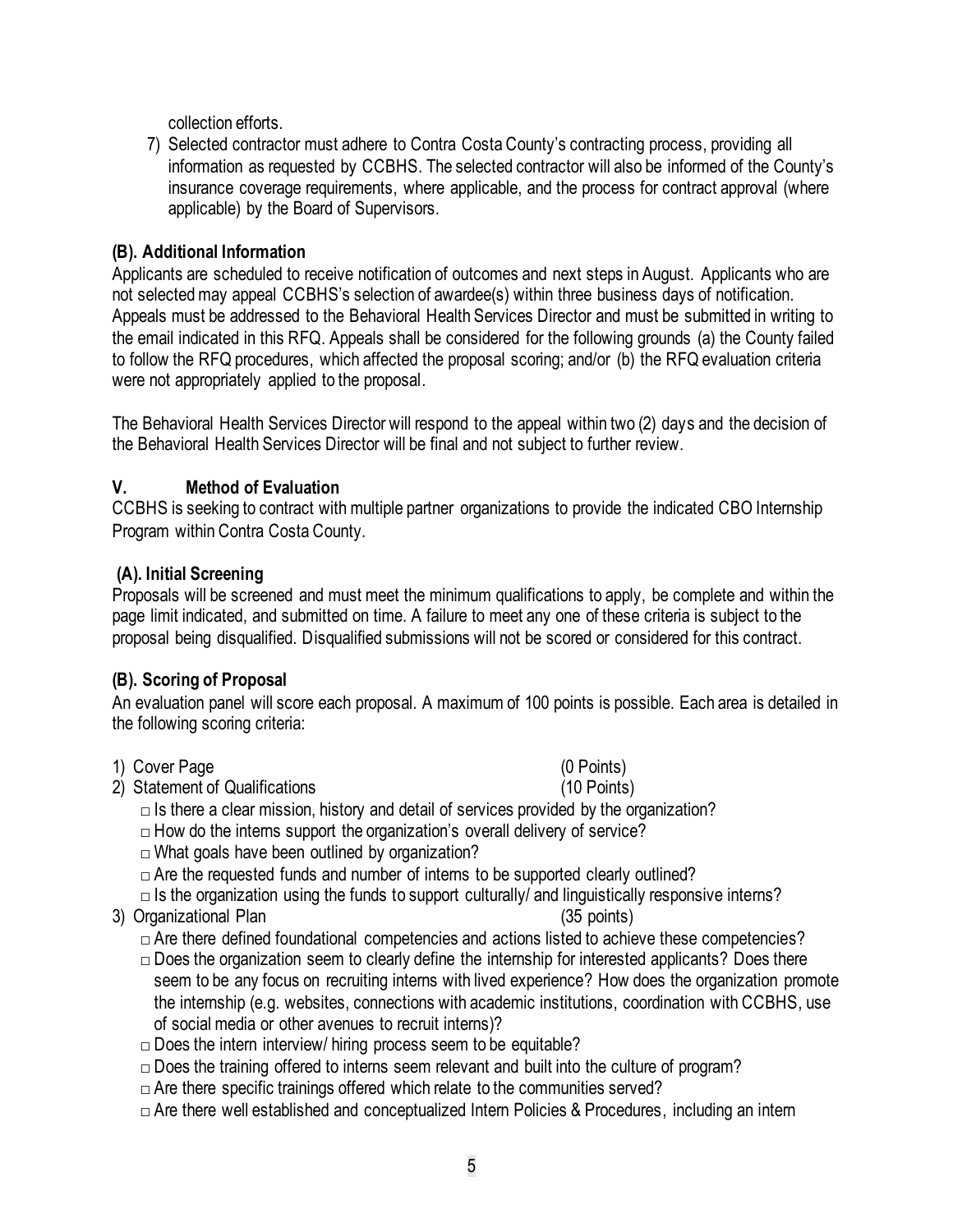collection efforts.

7) Selected contractor must adhere to Contra Costa County's contracting process, providing all information as requested by CCBHS. The selected contractor will also be informed of the County's insurance coverage requirements, where applicable, and the process for contract approval (where applicable) by the Board of Supervisors.

### (B). Additional Information

Applicants are scheduled to receive notification of outcomes and next steps in August. Applicants who are not selected may appeal CCBHS's selection of awardee(s) within three business days of notification. Appeals must be addressed to the Behavioral Health Services Director and must be submitted in writing to the email indicated in this RFQ. Appeals shall be considered for the following grounds (a) the County failed to follow the RFQ procedures, which affected the proposal scoring; and/or (b) the RFQ evaluation criteria were not appropriately applied to the proposal.

The Behavioral Health Services Director will respond to the appeal within two (2) days and the decision of the Behavioral Health Services Director will be final and not subject to further review.

## V. Method of Evaluation

CCBHS is seeking to contract with multiple partner organizations to provide the indicated CBO Internship Program within Contra Costa County.

### (A). Initial Screening

Proposals will be screened and must meet the minimum qualifications to apply, be complete and within the page limit indicated, and submitted on time. A failure to meet any one of these criteria is subject to the proposal being disqualified. Disqualified submissions will not be scored or considered for this contract.

### (B). Scoring of Proposal

An evaluation panel will score each proposal. A maximum of 100 points is possible. Each area is detailed in the following scoring criteria:

1) Cover Page (0 Points)
2) Statement of Qualifications (10 Points)
   - □ Is there a clear mission, history and detail of services provided by the organization?
   - □ How do the interns support the organization's overall delivery of service?
   - □ What goals have been outlined by organization?
   - □ Are the requested funds and number of interns to be supported clearly outlined?
   - □ Is the organization using the funds to support culturally/ and linguistically responsive interns?
3) Organizational Plan (35 points)
   - □ Are there defined foundational competencies and actions listed to achieve these competencies?
   - □ Does the organization seem to clearly define the internship for interested applicants? Does there seem to be any focus on recruiting interns with lived experience? How does the organization promote the internship (e.g. websites, connections with academic institutions, coordination with CCBHS, use of social media or other avenues to recruit interns)?
   - □ Does the intern interview/ hiring process seem to be equitable?
   - □ Does the training offered to interns seem relevant and built into the culture of program?
   - □ Are there specific trainings offered which relate to the communities served?
   - □ Are there well established and conceptualized Intern Policies & Procedures, including an intern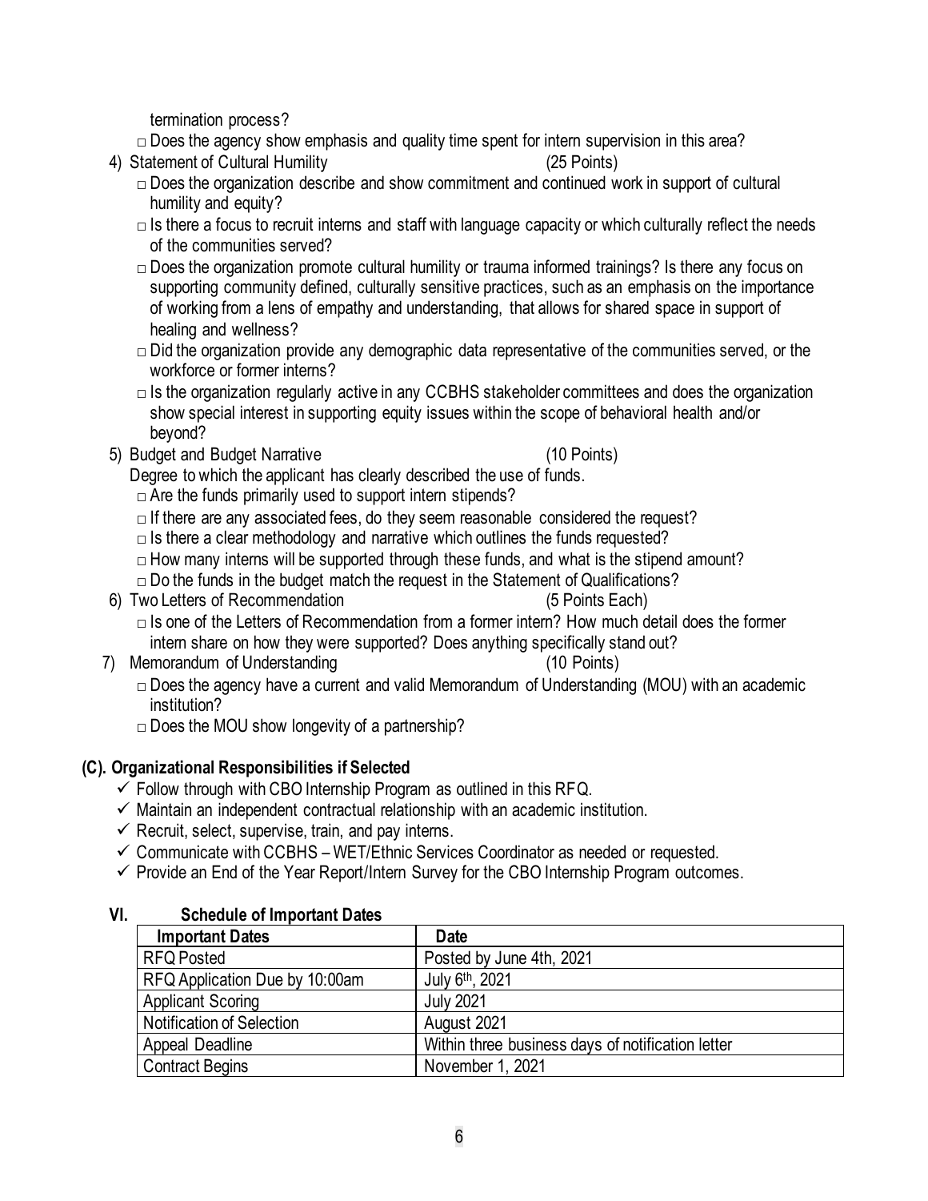termination process?

□ Does the agency show emphasis and quality time spent for intern supervision in this area?

4) Statement of Cultural Humility (25 Points)
   - □ Does the organization describe and show commitment and continued work in support of cultural humility and equity?
   - □ Is there a focus to recruit interns and staff with language capacity or which culturally reflect the needs of the communities served?
   - □ Does the organization promote cultural humility or trauma informed trainings? Is there any focus on supporting community defined, culturally sensitive practices, such as an emphasis on the importance of working from a lens of empathy and understanding, that allows for shared space in support of healing and wellness?
   - □ Did the organization provide any demographic data representative of the communities served, or the workforce or former interns?
   - □ Is the organization regularly active in any CCBHS stakeholder committees and does the organization show special interest in supporting equity issues within the scope of behavioral health and/or beyond?
5) Budget and Budget Narrative (10 Points)

   Degree to which the applicant has clearly described the use of funds.
   - □ Are the funds primarily used to support intern stipends?
   - □ If there are any associated fees, do they seem reasonable considered the request?
   - □ Is there a clear methodology and narrative which outlines the funds requested?
   - □ How many interns will be supported through these funds, and what is the stipend amount?
   - □ Do the funds in the budget match the request in the Statement of Qualifications?
6) Two Letters of Recommendation (5 Points Each)
   - □ Is one of the Letters of Recommendation from a former intern? How much detail does the former intern share on how they were supported? Does anything specifically stand out?
7) Memorandum of Understanding (10 Points)
   - □ Does the agency have a current and valid Memorandum of Understanding (MOU) with an academic institution?
   - □ Does the MOU show longevity of a partnership?

## (C). Organizational Responsibilities if Selected

- ✓ Follow through with CBO Internship Program as outlined in this RFQ.
- ✓ Maintain an independent contractual relationship with an academic institution.
- ✓ Recruit, select, supervise, train, and pay interns.
- ✓ Communicate with CCBHS – WET/Ethnic Services Coordinator as needed or requested.
- ✓ Provide an End of the Year Report/Intern Survey for the CBO Internship Program outcomes.

## VI. Schedule of Important Dates

| Important Dates | Date |
|---|---|
| RFQ Posted | Posted by June 4th, 2021 |
| RFQ Application Due by 10:00am | July 6th, 2021 |
| Applicant Scoring | July 2021 |
| Notification of Selection | August 2021 |
| Appeal Deadline | Within three business days of notification letter |
| Contract Begins | November 1, 2021 |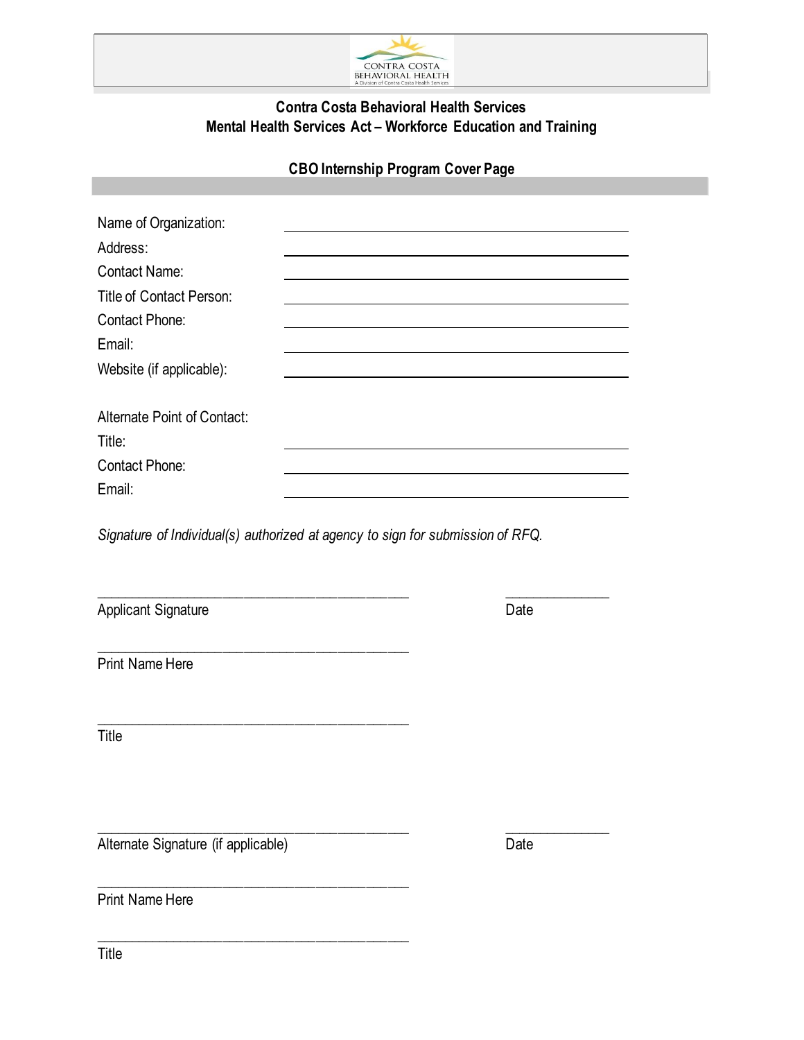**Contra Costa Behavioral Health Services**
**Mental Health Services Act – Workforce Education and Training**

**CBO Internship Program Cover Page**

Name of Organization: ______________________________

Address: ______________________________

Contact Name: ______________________________

Title of Contact Person: ______________________________

Contact Phone: ______________________________

Email: ______________________________

Website (if applicable): ______________________________

Alternate Point of Contact:

Title: ______________________________

Contact Phone: ______________________________

Email: ______________________________

*Signature of Individual(s) authorized at agency to sign for submission of RFQ.*

______________________________ ______________

Applicant Signature Date

______________________________

Print Name Here

______________________________

Title

______________________________ ______________

Alternate Signature (if applicable) Date

______________________________

Print Name Here

______________________________

Title